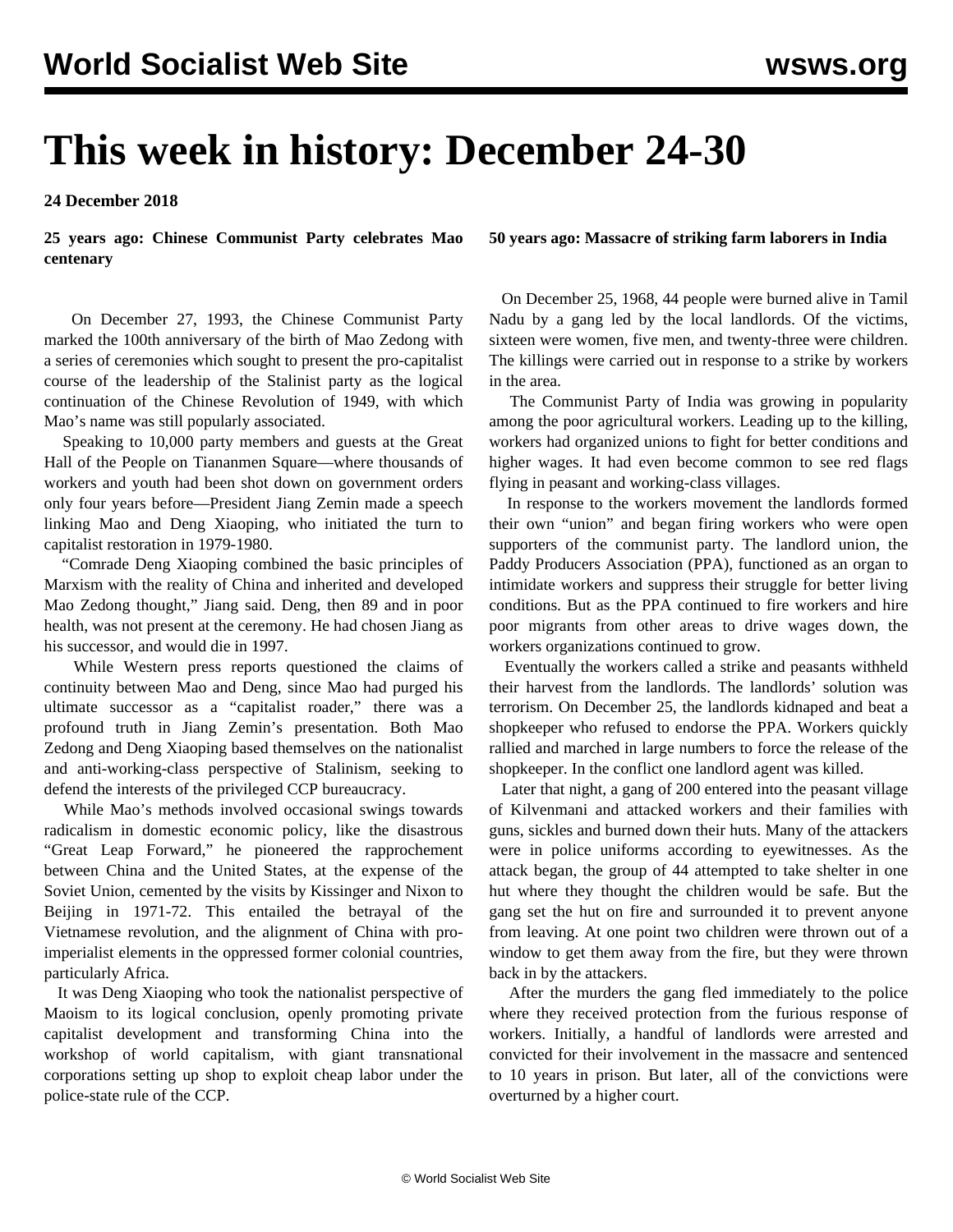# This week in history: December 24-30

**24 December 2018**

### 25 years ago: Chinese Communist Party celebrates Mao centenary

On December 27, 1993, the Chinese Communist Party marked the 100th anniversary of the birth of Mao Zedong with a series of ceremonies which sought to present the pro-capitalist course of the leadership of the Stalinist party as the logical continuation of the Chinese Revolution of 1949, with which Mao's name was still popularly associated.

Speaking to 10,000 party members and guests at the Great Hall of the People on Tiananmen Square—where thousands of workers and youth had been shot down on government orders only four years before—President Jiang Zemin made a speech linking Mao and Deng Xiaoping, who initiated the turn to capitalist restoration in 1979-1980.

"Comrade Deng Xiaoping combined the basic principles of Marxism with the reality of China and inherited and developed Mao Zedong thought," Jiang said. Deng, then 89 and in poor health, was not present at the ceremony. He had chosen Jiang as his successor, and would die in 1997.

While Western press reports questioned the claims of continuity between Mao and Deng, since Mao had purged his ultimate successor as a "capitalist roader," there was a profound truth in Jiang Zemin's presentation. Both Mao Zedong and Deng Xiaoping based themselves on the nationalist and anti-working-class perspective of Stalinism, seeking to defend the interests of the privileged CCP bureaucracy.

While Mao's methods involved occasional swings towards radicalism in domestic economic policy, like the disastrous "Great Leap Forward," he pioneered the rapprochement between China and the United States, at the expense of the Soviet Union, cemented by the visits by Kissinger and Nixon to Beijing in 1971-72. This entailed the betrayal of the Vietnamese revolution, and the alignment of China with pro-imperialist elements in the oppressed former colonial countries, particularly Africa.

It was Deng Xiaoping who took the nationalist perspective of Maoism to its logical conclusion, openly promoting private capitalist development and transforming China into the workshop of world capitalism, with giant transnational corporations setting up shop to exploit cheap labor under the police-state rule of the CCP.

### 50 years ago: Massacre of striking farm laborers in India

On December 25, 1968, 44 people were burned alive in Tamil Nadu by a gang led by the local landlords. Of the victims, sixteen were women, five men, and twenty-three were children. The killings were carried out in response to a strike by workers in the area.

The Communist Party of India was growing in popularity among the poor agricultural workers. Leading up to the killing, workers had organized unions to fight for better conditions and higher wages. It had even become common to see red flags flying in peasant and working-class villages.

In response to the workers movement the landlords formed their own "union" and began firing workers who were open supporters of the communist party. The landlord union, the Paddy Producers Association (PPA), functioned as an organ to intimidate workers and suppress their struggle for better living conditions. But as the PPA continued to fire workers and hire poor migrants from other areas to drive wages down, the workers organizations continued to grow.

Eventually the workers called a strike and peasants withheld their harvest from the landlords. The landlords' solution was terrorism. On December 25, the landlords kidnaped and beat a shopkeeper who refused to endorse the PPA. Workers quickly rallied and marched in large numbers to force the release of the shopkeeper. In the conflict one landlord agent was killed.

Later that night, a gang of 200 entered into the peasant village of Kilvenmani and attacked workers and their families with guns, sickles and burned down their huts. Many of the attackers were in police uniforms according to eyewitnesses. As the attack began, the group of 44 attempted to take shelter in one hut where they thought the children would be safe. But the gang set the hut on fire and surrounded it to prevent anyone from leaving. At one point two children were thrown out of a window to get them away from the fire, but they were thrown back in by the attackers.

After the murders the gang fled immediately to the police where they received protection from the furious response of workers. Initially, a handful of landlords were arrested and convicted for their involvement in the massacre and sentenced to 10 years in prison. But later, all of the convictions were overturned by a higher court.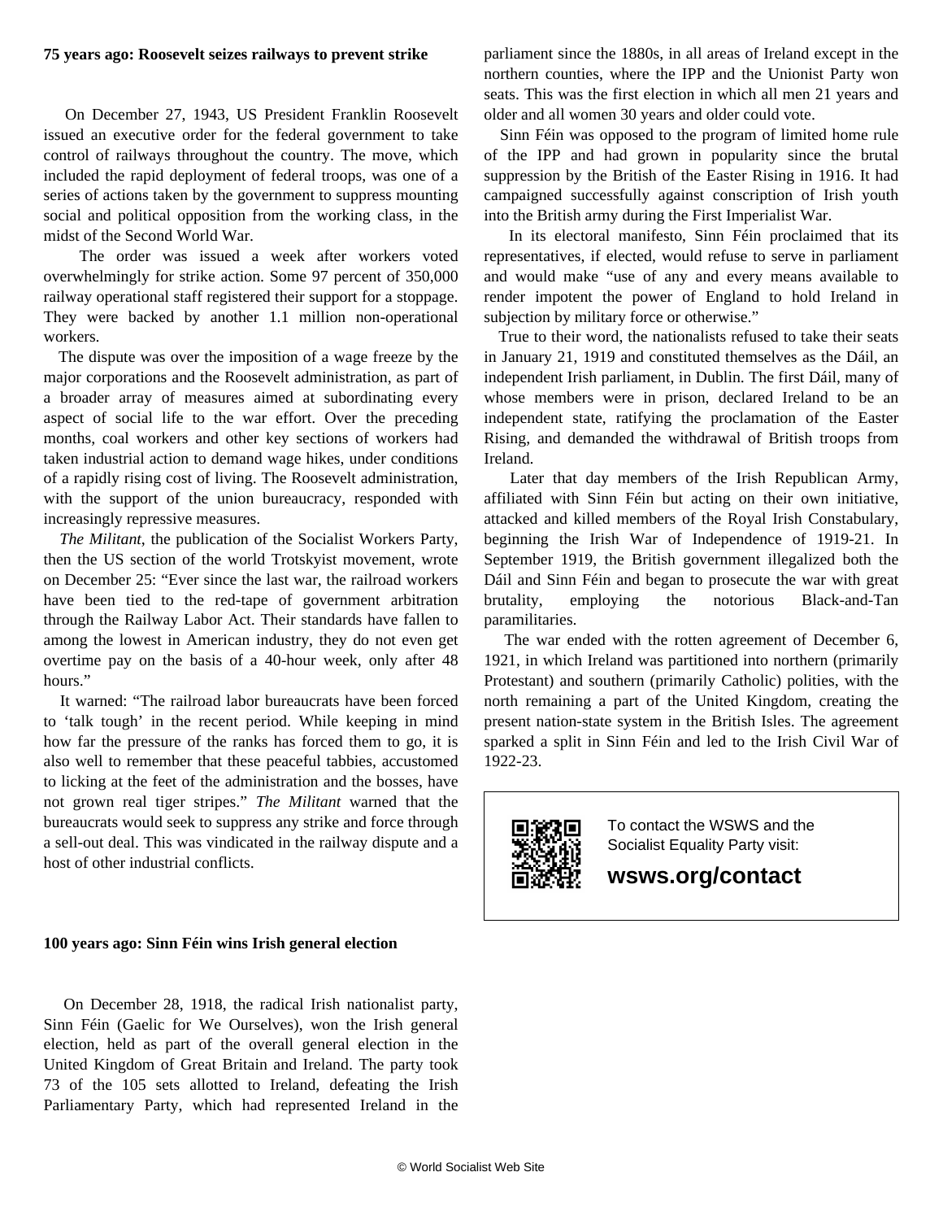### 75 years ago: Roosevelt seizes railways to prevent strike

On December 27, 1943, US President Franklin Roosevelt issued an executive order for the federal government to take control of railways throughout the country. The move, which included the rapid deployment of federal troops, was one of a series of actions taken by the government to suppress mounting social and political opposition from the working class, in the midst of the Second World War.

The order was issued a week after workers voted overwhelmingly for strike action. Some 97 percent of 350,000 railway operational staff registered their support for a stoppage. They were backed by another 1.1 million non-operational workers.

The dispute was over the imposition of a wage freeze by the major corporations and the Roosevelt administration, as part of a broader array of measures aimed at subordinating every aspect of social life to the war effort. Over the preceding months, coal workers and other key sections of workers had taken industrial action to demand wage hikes, under conditions of a rapidly rising cost of living. The Roosevelt administration, with the support of the union bureaucracy, responded with increasingly repressive measures.

*The Militant*, the publication of the Socialist Workers Party, then the US section of the world Trotskyist movement, wrote on December 25: "Ever since the last war, the railroad workers have been tied to the red-tape of government arbitration through the Railway Labor Act. Their standards have fallen to among the lowest in American industry, they do not even get overtime pay on the basis of a 40-hour week, only after 48 hours."

It warned: "The railroad labor bureaucrats have been forced to 'talk tough' in the recent period. While keeping in mind how far the pressure of the ranks has forced them to go, it is also well to remember that these peaceful tabbies, accustomed to licking at the feet of the administration and the bosses, have not grown real tiger stripes." *The Militant* warned that the bureaucrats would seek to suppress any strike and force through a sell-out deal. This was vindicated in the railway dispute and a host of other industrial conflicts.

### 100 years ago: Sinn Féin wins Irish general election

On December 28, 1918, the radical Irish nationalist party, Sinn Féin (Gaelic for We Ourselves), won the Irish general election, held as part of the overall general election in the United Kingdom of Great Britain and Ireland. The party took 73 of the 105 sets allotted to Ireland, defeating the Irish Parliamentary Party, which had represented Ireland in the parliament since the 1880s, in all areas of Ireland except in the northern counties, where the IPP and the Unionist Party won seats. This was the first election in which all men 21 years and older and all women 30 years and older could vote.

Sinn Féin was opposed to the program of limited home rule of the IPP and had grown in popularity since the brutal suppression by the British of the Easter Rising in 1916. It had campaigned successfully against conscription of Irish youth into the British army during the First Imperialist War.

In its electoral manifesto, Sinn Féin proclaimed that its representatives, if elected, would refuse to serve in parliament and would make "use of any and every means available to render impotent the power of England to hold Ireland in subjection by military force or otherwise."

True to their word, the nationalists refused to take their seats in January 21, 1919 and constituted themselves as the Dáil, an independent Irish parliament, in Dublin. The first Dáil, many of whose members were in prison, declared Ireland to be an independent state, ratifying the proclamation of the Easter Rising, and demanded the withdrawal of British troops from Ireland.

Later that day members of the Irish Republican Army, affiliated with Sinn Féin but acting on their own initiative, attacked and killed members of the Royal Irish Constabulary, beginning the Irish War of Independence of 1919-21. In September 1919, the British government illegalized both the Dáil and Sinn Féin and began to prosecute the war with great brutality, employing the notorious Black-and-Tan paramilitaries.

The war ended with the rotten agreement of December 6, 1921, in which Ireland was partitioned into northern (primarily Protestant) and southern (primarily Catholic) polities, with the north remaining a part of the United Kingdom, creating the present nation-state system in the British Isles. The agreement sparked a split in Sinn Féin and led to the Irish Civil War of 1922-23.

To contact the WSWS and the Socialist Equality Party visit:

**wsws.org/contact**